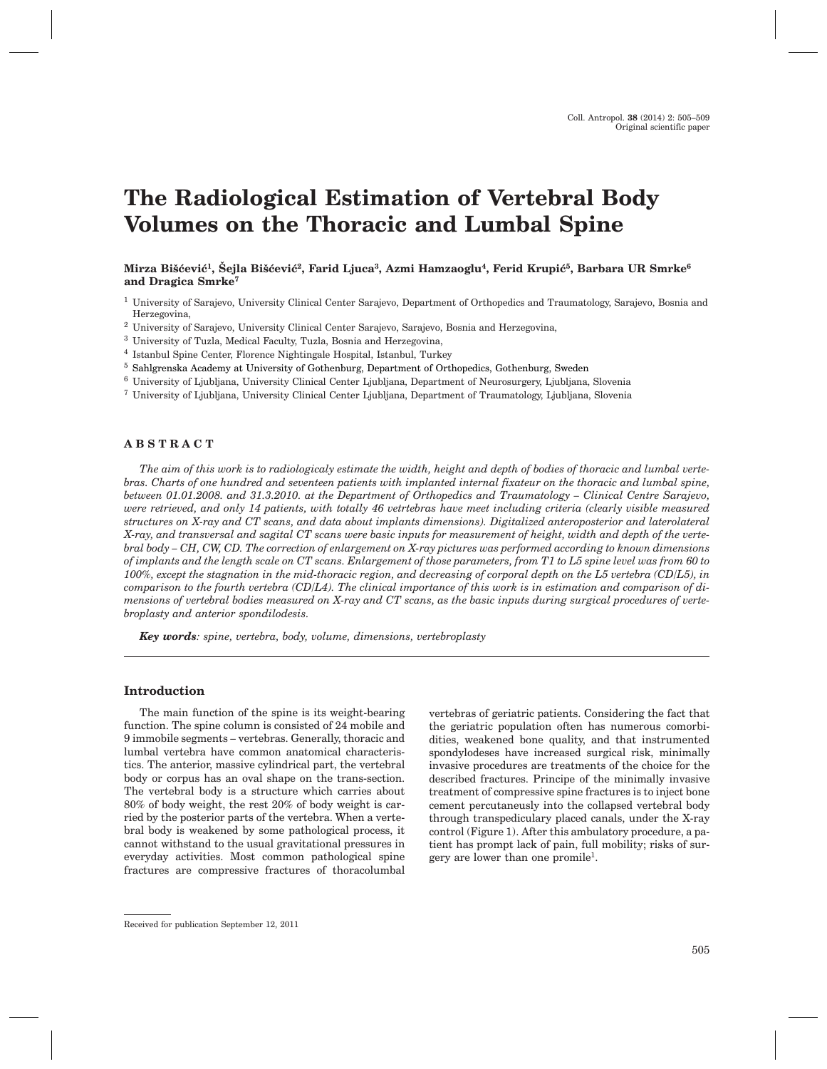# The Radiological Estimation of Vertebral Body Volumes on the Thoracic and Lumbal Spine

**Mirza Bišćević[1], Šejla Bišćević[2], Farid Ljuca[3], Azmi Hamzaoglu[4], Ferid Krupić[5], Barbara UR Smrke[6] and Dragica Smrke[7]**

[1] University of Sarajevo, University Clinical Center Sarajevo, Department of Orthopedics and Traumatology, Sarajevo, Bosnia and Herzegovina,

[2] University of Sarajevo, University Clinical Center Sarajevo, Sarajevo, Bosnia and Herzegovina,

[3] University of Tuzla, Medical Faculty, Tuzla, Bosnia and Herzegovina,

[4] Istanbul Spine Center, Florence Nightingale Hospital, Istanbul, Turkey

[5] Sahlgrenska Academy at University of Gothenburg, Department of Orthopedics, Gothenburg, Sweden

[6] University of Ljubljana, University Clinical Center Ljubljana, Department of Neurosurgery, Ljubljana, Slovenia

[7] University of Ljubljana, University Clinical Center Ljubljana, Department of Traumatology, Ljubljana, Slovenia

## ABSTRACT

*The aim of this work is to radiologicaly estimate the width, height and depth of bodies of thoracic and lumbal vertebras. Charts of one hundred and seventeen patients with implanted internal fixateur on the thoracic and lumbal spine, between 01.01.2008. and 31.3.2010. at the Department of Orthopedics and Traumatology – Clinical Centre Sarajevo, were retrieved, and only 14 patients, with totally 46 vetrtebras have meet including criteria (clearly visible measured structures on X-ray and CT scans, and data about implants dimensions). Digitalized anteroposterior and laterolateral X-ray, and transversal and sagital CT scans were basic inputs for measurement of height, width and depth of the vertebral body – CH, CW, CD. The correction of enlargement on X-ray pictures was performed according to known dimensions of implants and the length scale on CT scans. Enlargement of those parameters, from T1 to L5 spine level was from 60 to 100%, except the stagnation in the mid-thoracic region, and decreasing of corporal depth on the L5 vertebra (CD/L5), in comparison to the fourth vertebra (CD/L4). The clinical importance of this work is in estimation and comparison of dimensions of vertebral bodies measured on X-ray and CT scans, as the basic inputs during surgical procedures of vertebroplasty and anterior spondilodesis.*

***Key words****: spine, vertebra, body, volume, dimensions, vertebroplasty*

## Introduction

The main function of the spine is its weight-bearing function. The spine column is consisted of 24 mobile and 9 immobile segments – vertebras. Generally, thoracic and lumbal vertebra have common anatomical characteristics. The anterior, massive cylindrical part, the vertebral body or corpus has an oval shape on the trans-section. The vertebral body is a structure which carries about 80% of body weight, the rest 20% of body weight is carried by the posterior parts of the vertebra. When a vertebral body is weakened by some pathological process, it cannot withstand to the usual gravitational pressures in everyday activities. Most common pathological spine fractures are compressive fractures of thoracolumbal vertebras of geriatric patients. Considering the fact that the geriatric population often has numerous comorbidities, weakened bone quality, and that instrumented spondylodeses have increased surgical risk, minimally invasive procedures are treatments of the choice for the described fractures. Principe of the minimally invasive treatment of compressive spine fractures is to inject bone cement percutaneusly into the collapsed vertebral body through transpediculary placed canals, under the X-ray control (Figure 1). After this ambulatory procedure, a patient has prompt lack of pain, full mobility; risks of surgery are lower than one promile[1].

Received for publication September 12, 2011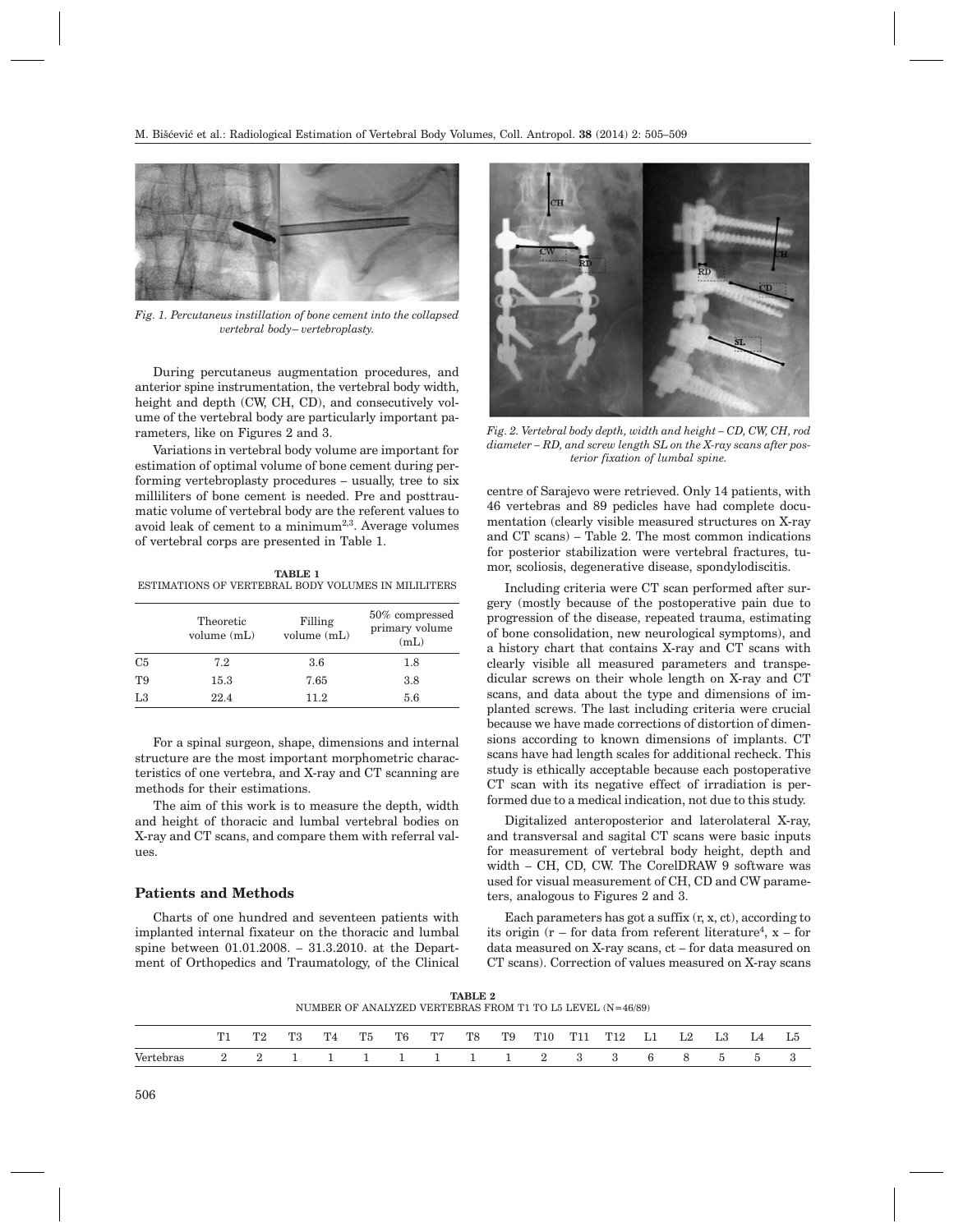*Fig. 1. Percutaneus instillation of bone cement into the collapsed vertebral body– vertebroplasty.*

During percutaneus augmentation procedures, and anterior spine instrumentation, the vertebral body width, height and depth (CW, CH, CD), and consecutively volume of the vertebral body are particularly important parameters, like on Figures 2 and 3.

Variations in vertebral body volume are important for estimation of optimal volume of bone cement during performing vertebroplasty procedures – usually, tree to six milliliters of bone cement is needed. Pre and posttraumatic volume of vertebral body are the referent values to avoid leak of cement to a minimum[2,3]. Average volumes of vertebral corps are presented in Table 1.

**TABLE 1**
ESTIMATIONS OF VERTEBRAL BODY VOLUMES IN MILILITERS

| | Theoretic volume (mL) | Filling volume (mL) | 50% compressed primary volume (mL) |
|---|---|---|---|
| C5 | 7.2 | 3.6 | 1.8 |
| T9 | 15.3 | 7.65 | 3.8 |
| L3 | 22.4 | 11.2 | 5.6 |

For a spinal surgeon, shape, dimensions and internal structure are the most important morphometric characteristics of one vertebra, and X-ray and CT scanning are methods for their estimations.

The aim of this work is to measure the depth, width and height of thoracic and lumbal vertebral bodies on X-ray and CT scans, and compare them with referral values.

## Patients and Methods

Charts of one hundred and seventeen patients with implanted internal fixateur on the thoracic and lumbal spine between 01.01.2008. – 31.3.2010. at the Department of Orthopedics and Traumatology, of the Clinical centre of Sarajevo were retrieved. Only 14 patients, with 46 vertebras and 89 pedicles have had complete documentation (clearly visible measured structures on X-ray and CT scans) – Table 2. The most common indications for posterior stabilization were vertebral fractures, tumor, scoliosis, degenerative disease, spondylodiscitis.

*Fig. 2. Vertebral body depth, width and height – CD, CW, CH, rod diameter – RD, and screw length SL on the X-ray scans after posterior fixation of lumbal spine.*

Including criteria were CT scan performed after surgery (mostly because of the postoperative pain due to progression of the disease, repeated trauma, estimating of bone consolidation, new neurological symptoms), and a history chart that contains X-ray and CT scans with clearly visible all measured parameters and transpedicular screws on their whole length on X-ray and CT scans, and data about the type and dimensions of implanted screws. The last including criteria were crucial because we have made corrections of distortion of dimensions according to known dimensions of implants. CT scans have had length scales for additional recheck. This study is ethically acceptable because each postoperative CT scan with its negative effect of irradiation is performed due to a medical indication, not due to this study.

Digitalized anteroposterior and laterolateral X-ray, and transversal and sagital CT scans were basic inputs for measurement of vertebral body height, depth and width – CH, CD, CW. The CorelDRAW 9 software was used for visual measurement of CH, CD and CW parameters, analogous to Figures 2 and 3.

Each parameters has got a suffix (r, x, ct), according to its origin (r – for data from referent literature[4], x – for data measured on X-ray scans, ct – for data measured on CT scans). Correction of values measured on X-ray scans

**TABLE 2**
NUMBER OF ANALYZED VERTEBRAS FROM T1 TO L5 LEVEL (N=46/89)

| | T1 | T2 | T3 | T4 | T5 | T6 | T7 | T8 | T9 | T10 | T11 | T12 | L1 | L2 | L3 | L4 | L5 |
|---|---|---|---|---|---|---|---|---|---|---|---|---|---|---|---|---|---|
| Vertebras | 2 | 2 | 1 | 1 | 1 | 1 | 1 | 1 | 1 | 2 | 3 | 3 | 6 | 8 | 5 | 5 | 3 |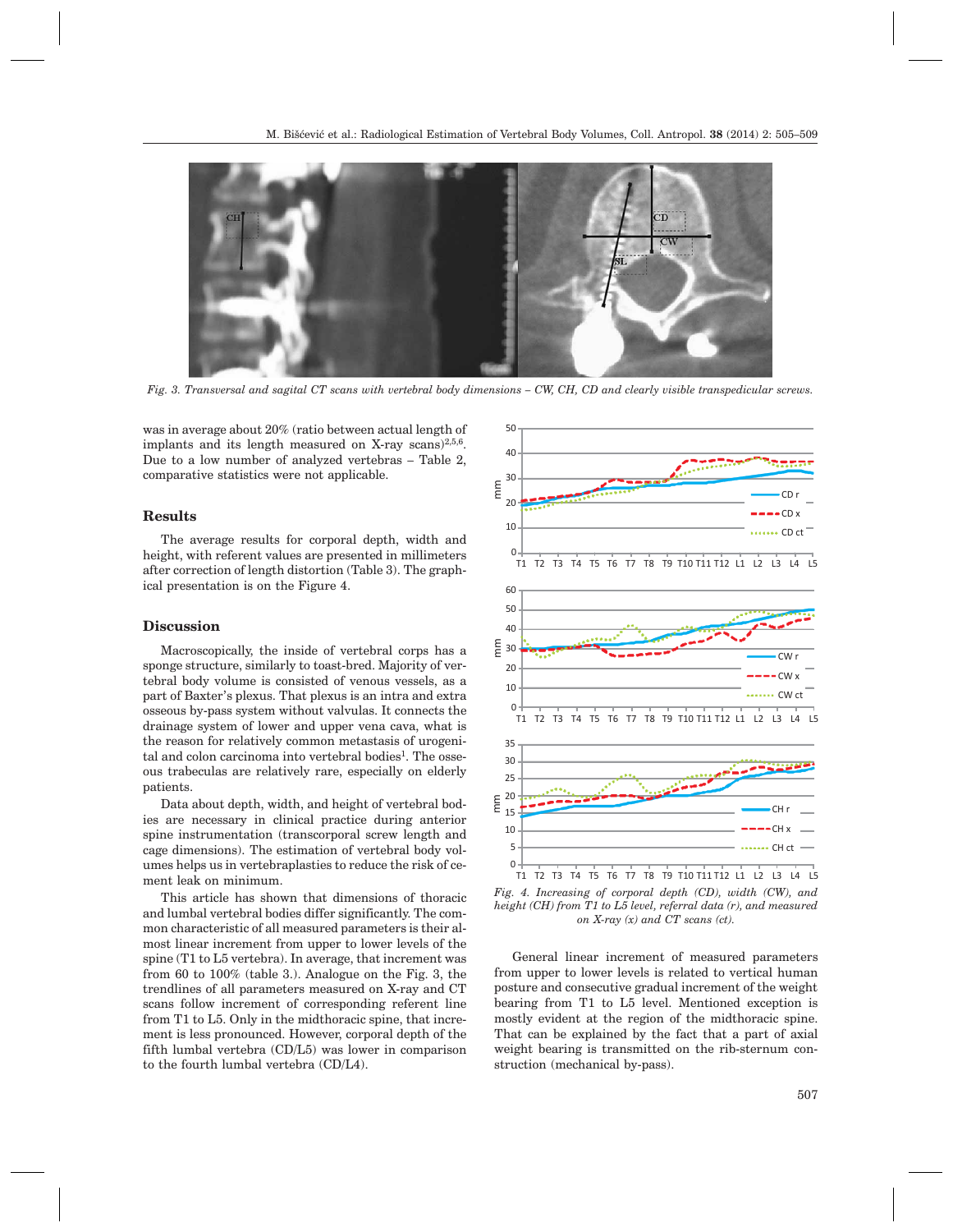*Fig. 3. Transversal and sagital CT scans with vertebral body dimensions – CW, CH, CD and clearly visible transpedicular screws.*

was in average about 20% (ratio between actual length of implants and its length measured on X-ray scans)[2,5,6]. Due to a low number of analyzed vertebras – Table 2, comparative statistics were not applicable.

## Results

The average results for corporal depth, width and height, with referent values are presented in millimeters after correction of length distortion (Table 3). The graphical presentation is on the Figure 4.

## Discussion

Macroscopically, the inside of vertebral corps has a sponge structure, similarly to toast-bred. Majority of vertebral body volume is consisted of venous vessels, as a part of Baxter's plexus. That plexus is an intra and extra osseous by-pass system without valvulas. It connects the drainage system of lower and upper vena cava, what is the reason for relatively common metastasis of urogenital and colon carcinoma into vertebral bodies[1]. The osseous trabeculas are relatively rare, especially on elderly patients.

Data about depth, width, and height of vertebral bodies are necessary in clinical practice during anterior spine instrumentation (transcorporal screw length and cage dimensions). The estimation of vertebral body volumes helps us in vertebraplasties to reduce the risk of cement leak on minimum.

This article has shown that dimensions of thoracic and lumbal vertebral bodies differ significantly. The common characteristic of all measured parameters is their almost linear increment from upper to lower levels of the spine (T1 to L5 vertebra). In average, that increment was from 60 to 100% (table 3.). Analogue on the Fig. 3, the trendlines of all parameters measured on X-ray and CT scans follow increment of corresponding referent line from T1 to L5. Only in the midthoracic spine, that increment is less pronounced. However, corporal depth of the fifth lumbal vertebra (CD/L5) was lower in comparison to the fourth lumbal vertebra (CD/L4).

*Fig. 4. Increasing of corporal depth (CD), width (CW), and height (CH) from T1 to L5 level, referral data (r), and measured on X-ray (x) and CT scans (ct).*

General linear increment of measured parameters from upper to lower levels is related to vertical human posture and consecutive gradual increment of the weight bearing from T1 to L5 level. Mentioned exception is mostly evident at the region of the midthoracic spine. That can be explained by the fact that a part of axial weight bearing is transmitted on the rib-sternum construction (mechanical by-pass).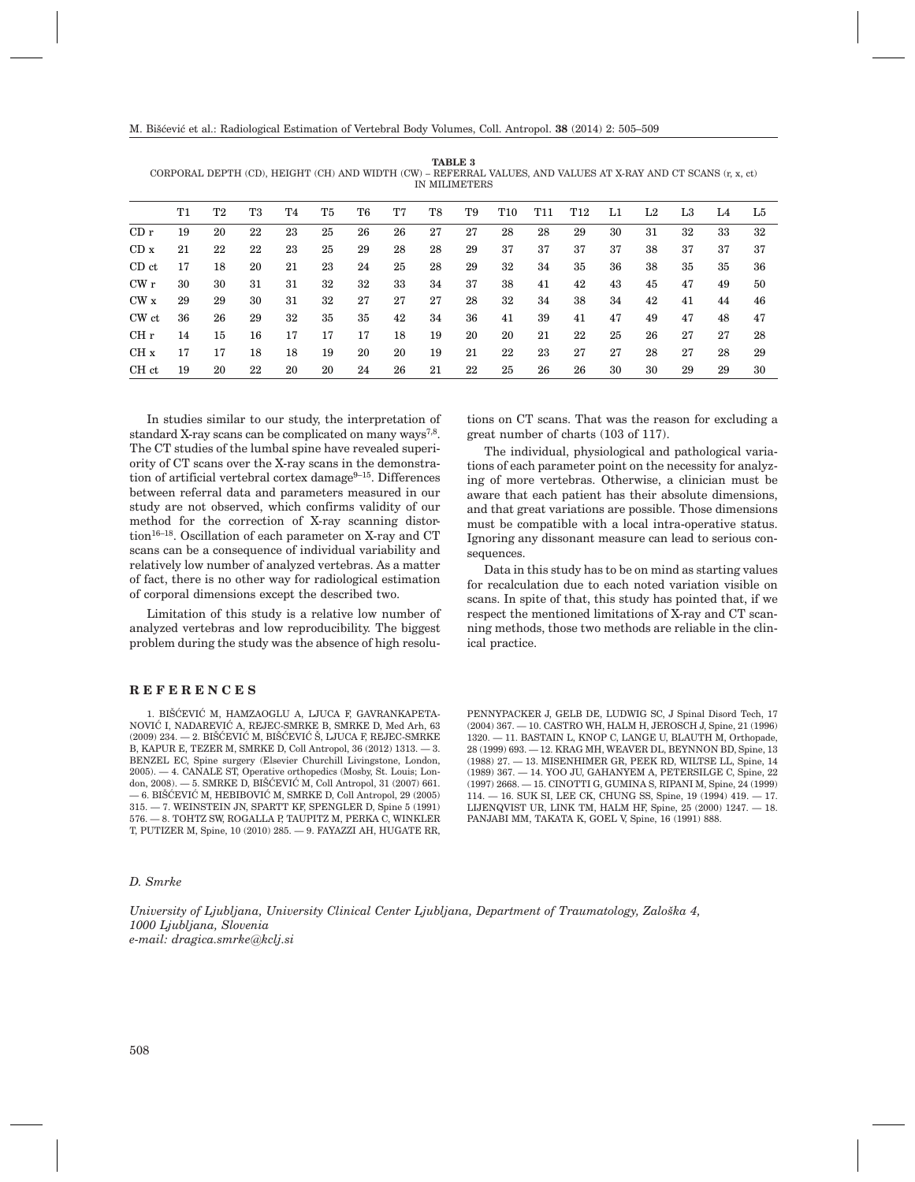**TABLE 3**
CORPORAL DEPTH (CD), HEIGHT (CH) AND WIDTH (CW) – REFERRAL VALUES, AND VALUES AT X-RAY AND CT SCANS (r, x, ct) IN MILIMETERS

| | T1 | T2 | T3 | T4 | T5 | T6 | T7 | T8 | T9 | T10 | T11 | T12 | L1 | L2 | L3 | L4 | L5 |
|---|---|---|---|---|---|---|---|---|---|---|---|---|---|---|---|---|---|
| CD r | 19 | 20 | 22 | 23 | 25 | 26 | 26 | 27 | 27 | 28 | 28 | 29 | 30 | 31 | 32 | 33 | 32 |
| CD x | 21 | 22 | 22 | 23 | 25 | 29 | 28 | 28 | 29 | 37 | 37 | 37 | 37 | 38 | 37 | 37 | 37 |
| CD ct | 17 | 18 | 20 | 21 | 23 | 24 | 25 | 28 | 29 | 32 | 34 | 35 | 36 | 38 | 35 | 35 | 36 |
| CW r | 30 | 30 | 31 | 31 | 32 | 32 | 33 | 34 | 37 | 38 | 41 | 42 | 43 | 45 | 47 | 49 | 50 |
| CW x | 29 | 29 | 30 | 31 | 32 | 27 | 27 | 27 | 28 | 32 | 34 | 38 | 34 | 42 | 41 | 44 | 46 |
| CW ct | 36 | 26 | 29 | 32 | 35 | 35 | 42 | 34 | 36 | 41 | 39 | 41 | 47 | 49 | 47 | 48 | 47 |
| CH r | 14 | 15 | 16 | 17 | 17 | 17 | 18 | 19 | 20 | 20 | 21 | 22 | 25 | 26 | 27 | 27 | 28 |
| CH x | 17 | 17 | 18 | 18 | 19 | 20 | 20 | 19 | 21 | 22 | 23 | 27 | 27 | 28 | 27 | 28 | 29 |
| CH ct | 19 | 20 | 22 | 20 | 20 | 24 | 26 | 21 | 22 | 25 | 26 | 26 | 30 | 30 | 29 | 29 | 30 |

In studies similar to our study, the interpretation of standard X-ray scans can be complicated on many ways[7,8]. The CT studies of the lumbal spine have revealed superiority of CT scans over the X-ray scans in the demonstration of artificial vertebral cortex damage[9–15]. Differences between referral data and parameters measured in our study are not observed, which confirms validity of our method for the correction of X-ray scanning distortion[16–18]. Oscillation of each parameter on X-ray and CT scans can be a consequence of individual variability and relatively low number of analyzed vertebras. As a matter of fact, there is no other way for radiological estimation of corporal dimensions except the described two.

Limitation of this study is a relative low number of analyzed vertebras and low reproducibility. The biggest problem during the study was the absence of high resolutions on CT scans. That was the reason for excluding a great number of charts (103 of 117).

The individual, physiological and pathological variations of each parameter point on the necessity for analyzing of more vertebras. Otherwise, a clinician must be aware that each patient has their absolute dimensions, and that great variations are possible. Those dimensions must be compatible with a local intra-operative status. Ignoring any dissonant measure can lead to serious consequences.

Data in this study has to be on mind as starting values for recalculation due to each noted variation visible on scans. In spite of that, this study has pointed that, if we respect the mentioned limitations of X-ray and CT scanning methods, those two methods are reliable in the clinical practice.

## REFERENCES

1. BIŠĆEVIĆ M, HAMZAOGLU A, LJUCA F, GAVRANKAPETANOVIĆ I, NADAREVIĆ A, REJEC-SMRKE B, SMRKE D, Med Arh, 63 (2009) 234. — 2. BIŠĆEVIĆ M, BIŠĆEVIĆ Š, LJUCA F, REJEC-SMRKE B, KAPUR E, TEZER M, SMRKE D, Coll Antropol, 36 (2012) 1313. — 3. BENZEL EC, Spine surgery (Elsevier Churchill Livingstone, London, 2005). — 4. CANALE ST, Operative orthopedics (Mosby, St. Louis; London, 2008). — 5. SMRKE D, BIŠĆEVIĆ M, Coll Antropol, 31 (2007) 661. — 6. BIŠĆEVIĆ M, HEBIBOVIĆ M, SMRKE D, Coll Antropol, 29 (2005) 315. — 7. WEINSTEIN JN, SPARTT KF, SPENGLER D, Spine 5 (1991) 576. — 8. TOHTZ SW, ROGALLA P, TAUPITZ M, PERKA C, WINKLER T, PUTIZER M, Spine, 10 (2010) 285. — 9. FAYAZZI AH, HUGATE RR, PENNYPACKER J, GELB DE, LUDWIG SC, J Spinal Disord Tech, 17 (2004) 367. — 10. CASTRO WH, HALM H, JEROSCH J, Spine, 21 (1996) 1320. — 11. BASTAIN L, KNOP C, LANGE U, BLAUTH M, Orthopade, 28 (1999) 693. — 12. KRAG MH, WEAVER DL, BEYNNON BD, Spine, 13 (1988) 27. — 13. MISENHIMER GR, PEEK RD, WILTSE LL, Spine, 14 (1989) 367. — 14. YOO JU, GAHANYEM A, PETERSILGE C, Spine, 22 (1997) 2668. — 15. CINOTTI G, GUMINA S, RIPANI M, Spine, 24 (1999) 114. — 16. SUK SI, LEE CK, CHUNG SS, Spine, 19 (1994) 419. — 17. LIJENQVIST UR, LINK TM, HALM HF, Spine, 25 (2000) 1247. — 18. PANJABI MM, TAKATA K, GOEL V, Spine, 16 (1991) 888.

*D. Smrke*

*University of Ljubljana, University Clinical Center Ljubljana, Department of Traumatology, Zaloška 4, 1000 Ljubljana, Slovenia*
*e-mail: dragica.smrke@kclj.si*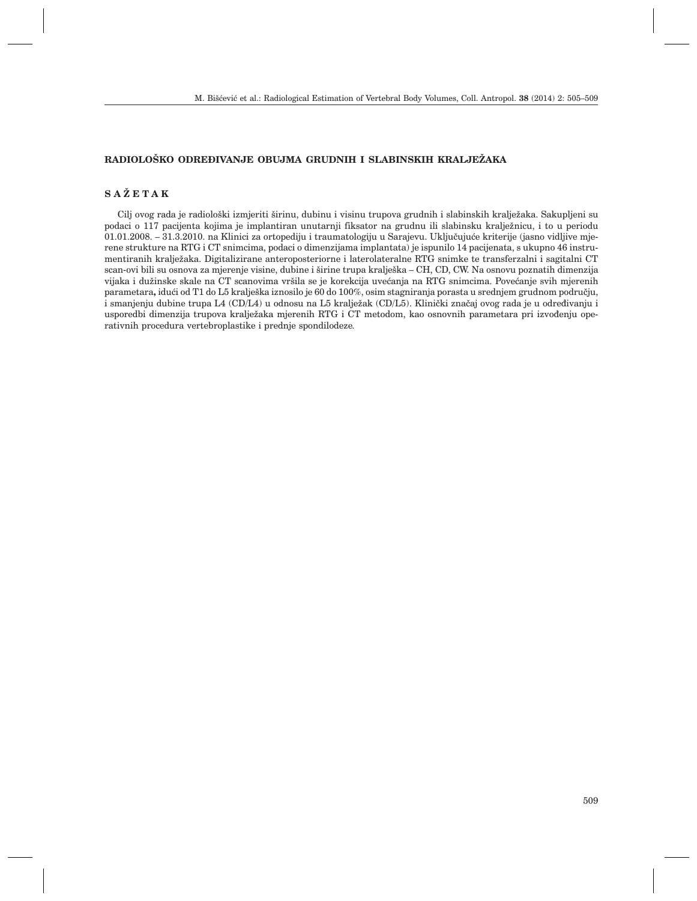## RADIOLOŠKO ODREĐIVANJE OBUJMA GRUDNIH I SLABINSKIH KRALJEŽAKA

### SAŽETAK

Cilj ovog rada je radiološki izmjeriti širinu, dubinu i visinu trupova grudnih i slabinskih kralježaka. Sakupljeni su podaci o 117 pacijenta kojima je implantiran unutarnji fiksator na grudnu ili slabinsku kralježnicu, i to u periodu 01.01.2008. – 31.3.2010. na Klinici za ortopediju i traumatologiju u Sarajevu. Uključujuće kriterije (jasno vidljive mjerene strukture na RTG i CT snimcima, podaci o dimenzijama implantata) je ispunilo 14 pacijenata, s ukupno 46 instrumentiranih kralježaka. Digitalizirane anteroposteriorne i laterolateralne RTG snimke te transferzalni i sagitalni CT scan-ovi bili su osnova za mjerenje visine, dubine i širine trupa kralješka – CH, CD, CW. Na osnovu poznatih dimenzija vijaka i dužinske skale na CT scanovima vršila se je korekcija uvećanja na RTG snimcima. Povećanje svih mjerenih parametara**,** idući od T1 do L5 kralješka iznosilo je 60 do 100%, osim stagniranja porasta u srednjem grudnom području, i smanjenju dubine trupa L4 (CD/L4) u odnosu na L5 kralježak (CD/L5). Klinički značaj ovog rada je u određivanju i usporedbi dimenzija trupova kralježaka mjerenih RTG i CT metodom, kao osnovnih parametara pri izvođenju operativnih procedura vertebroplastike i prednje spondilodeze.